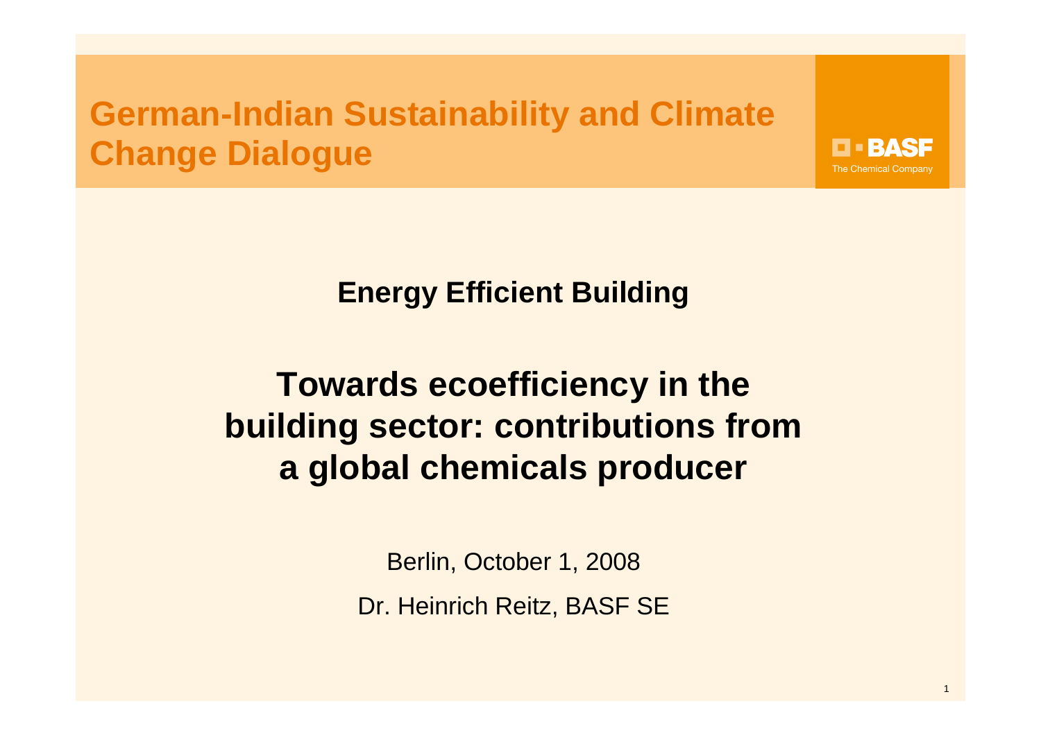# German-Indian Sustainability and Climate Change Dialogue

BASF
The Chemical Company

## Energy Efficient Building

## Towards ecoefficiency in the building sector: contributions from a global chemicals producer

Berlin, October 1, 2008

Dr. Heinrich Reitz, BASF SE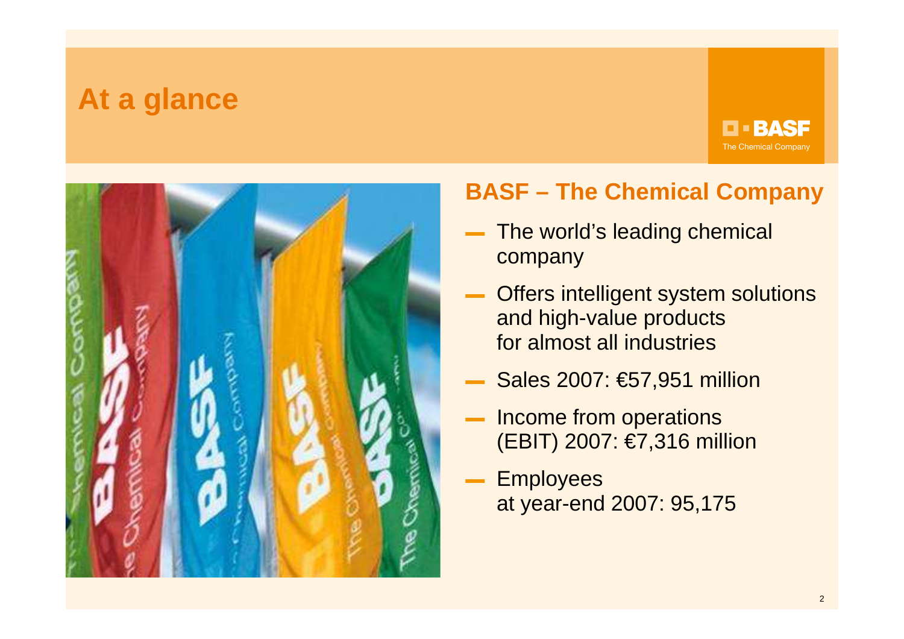# At a glance

## BASF – The Chemical Company

- The world's leading chemical company
- Offers intelligent system solutions and high-value products for almost all industries
- Sales 2007: €57,951 million
- Income from operations (EBIT) 2007: €7,316 million
- Employees at year-end 2007: 95,175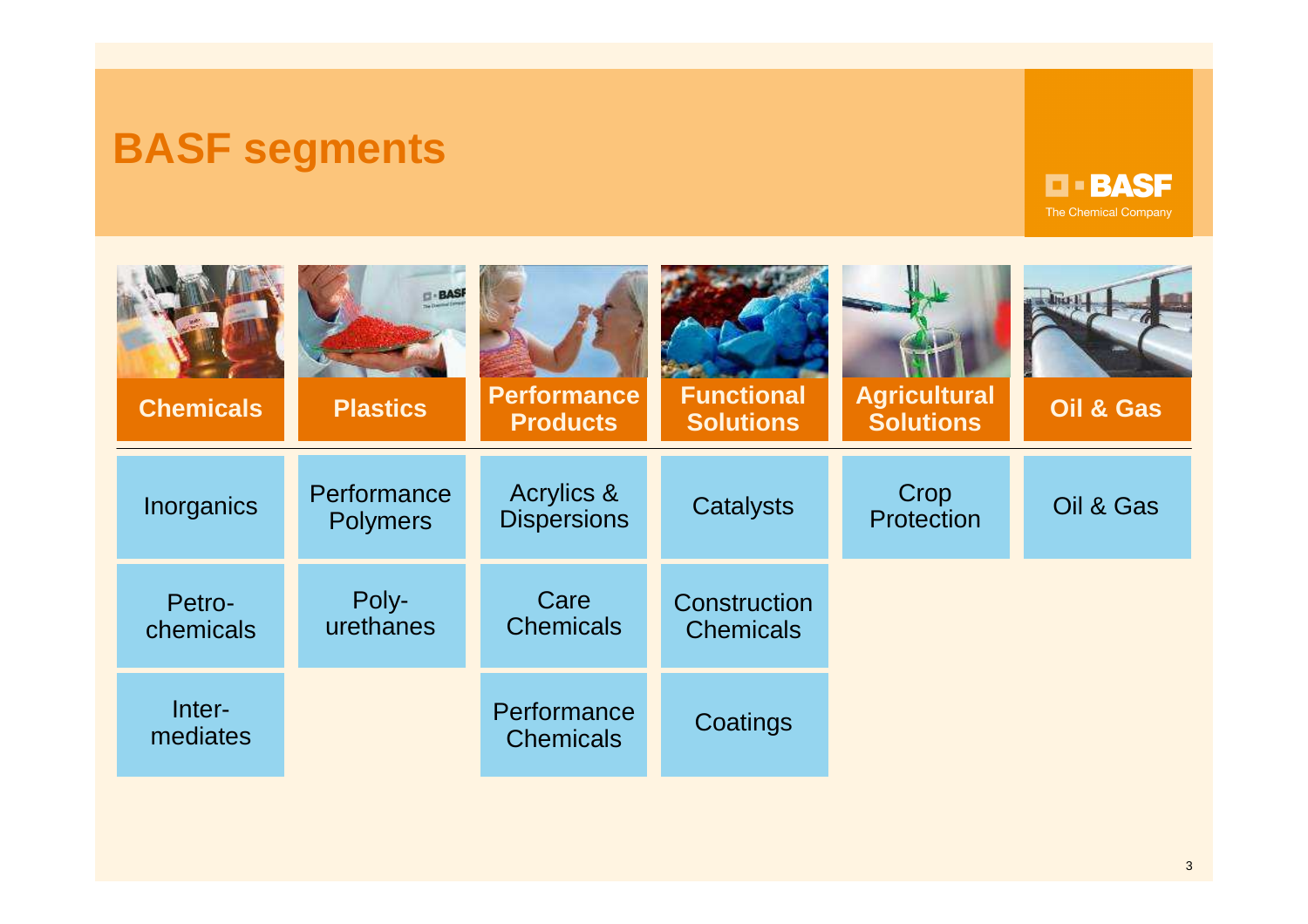# BASF segments

| Chemicals | Plastics | Performance Products | Functional Solutions | Agricultural Solutions | Oil & Gas |
|---|---|---|---|---|---|
| Inorganics | Performance Polymers | Acrylics & Dispersions | Catalysts | Crop Protection | Oil & Gas |
| Petro-chemicals | Poly-urethanes | Care Chemicals | Construction Chemicals | | |
| Inter-mediates | | Performance Chemicals | Coatings | | |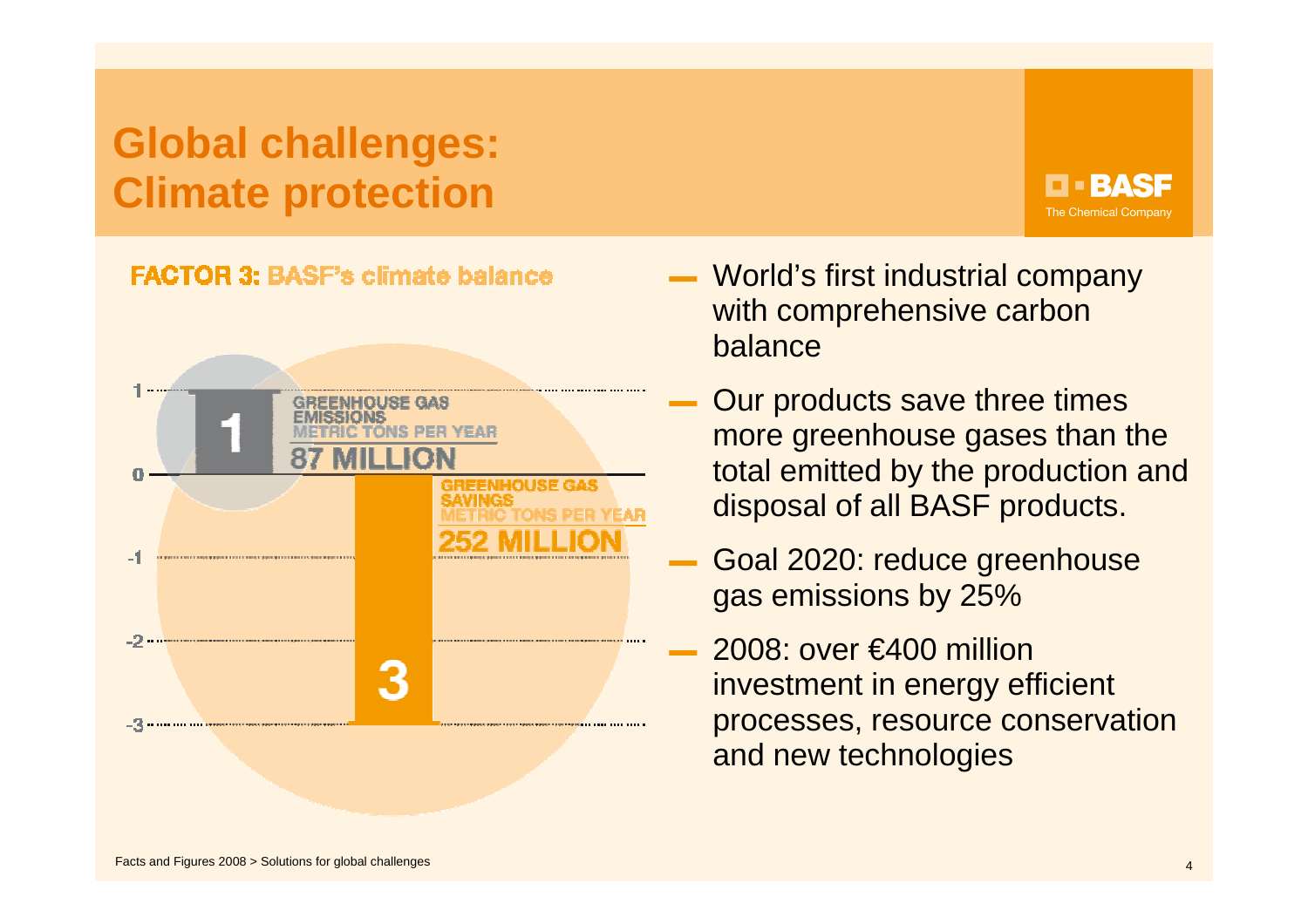# Global challenges: Climate protection

**FACTOR 3: BASF's climate balance**

1

GREENHOUSE GAS EMISSIONS
METRIC TONS PER YEAR
87 MILLION

GREENHOUSE GAS SAVINGS
METRIC TONS PER YEAR
252 MILLION

3

- World's first industrial company with comprehensive carbon balance
- Our products save three times more greenhouse gases than the total emitted by the production and disposal of all BASF products.
- Goal 2020: reduce greenhouse gas emissions by 25%
- 2008: over €400 million investment in energy efficient processes, resource conservation and new technologies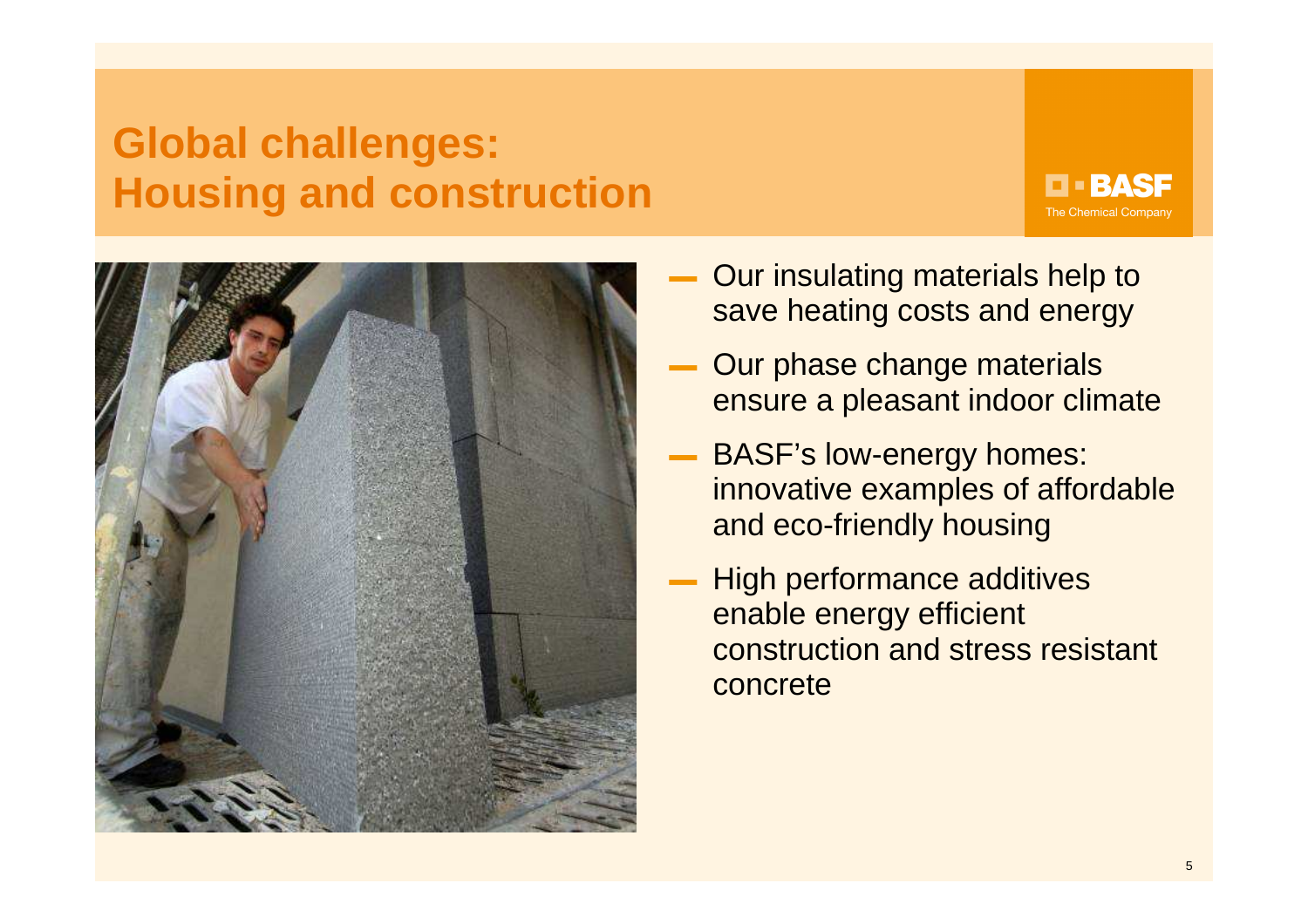# Global challenges: Housing and construction

BASF
The Chemical Company

- Our insulating materials help to save heating costs and energy
- Our phase change materials ensure a pleasant indoor climate
- BASF's low-energy homes: innovative examples of affordable and eco-friendly housing
- High performance additives enable energy efficient construction and stress resistant concrete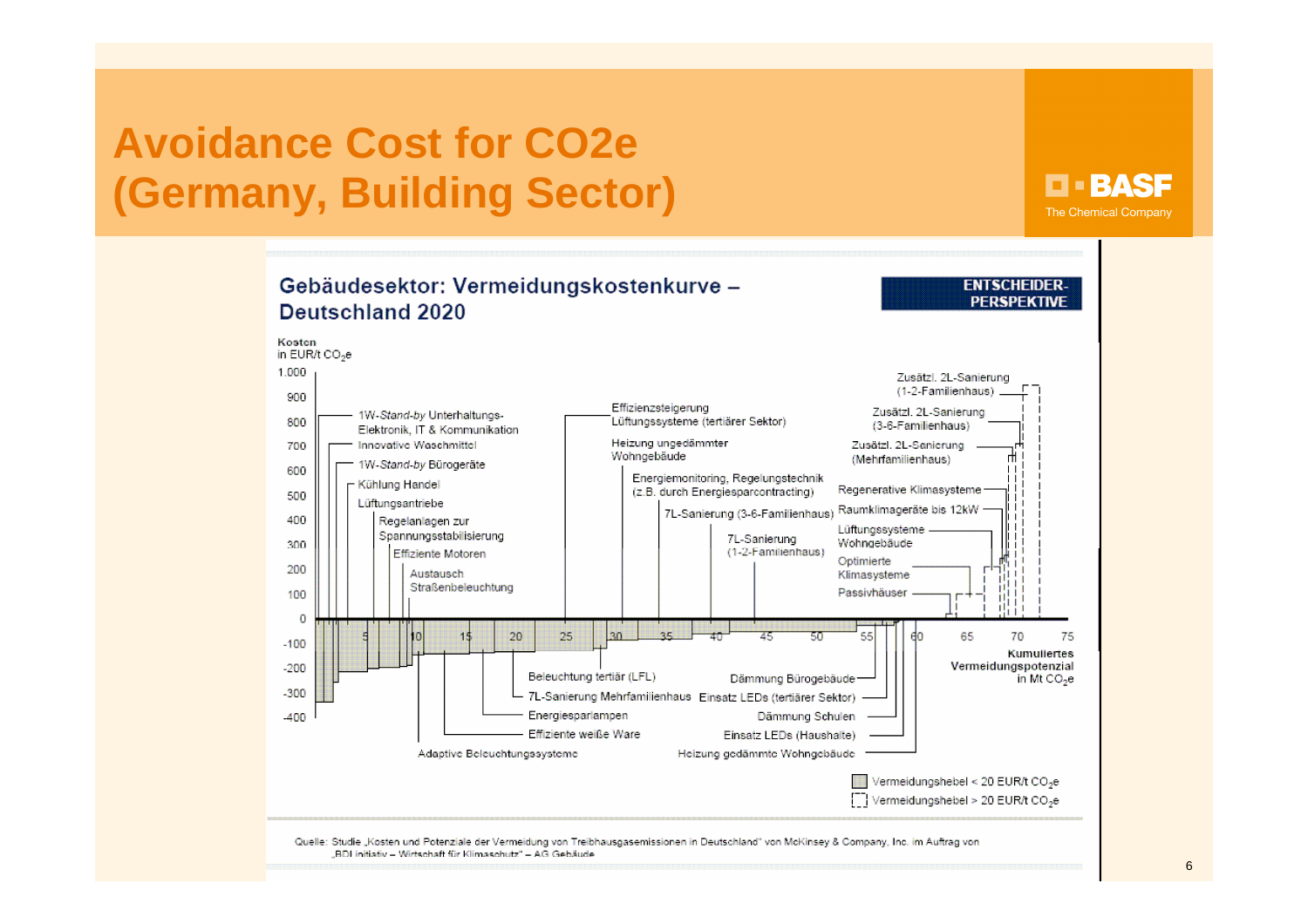# Avoidance Cost for CO2e (Germany, Building Sector)

## Gebäudesektor: Vermeidungskostenkurve – Deutschland 2020

ENTSCHEIDER-PERSPEKTIVE

Kosten in EUR/t $CO_2e$

1.000, 900, 800, 700, 600, 500, 400, 300, 200, 100, 0, -100, -200, -300, -400

Kumuliertes Vermeidungspotenzial in Mt $CO_2e$

5, 10, 15, 20, 25, 30, 35, 40, 45, 50, 55, 60, 65, 70, 75

- 1W-*Stand-by* Unterhaltungs-Elektronik, IT & Kommunikation
- Innovative Waschmittel
- 1W-*Stand-by* Bürogeräte
- Kühlung Handel
- Lüftungsantriebe
- Regelanlagen zur Spannungsstabilisierung
- Effiziente Motoren
- Austausch Straßenbeleuchtung
- Effizienzsteigerung Lüftungssysteme (tertiärer Sektor)
- Heizung ungedämmter Wohngebäude
- Energiemonitoring, Regelungstechnik (z.B. durch Energiesparcontracting)
- 7L-Sanierung (3-6-Familienhaus)
- 7L-Sanierung (1-2-Familienhaus)
- Zusätzl. 2L-Sanierung (1-2-Familienhaus)
- Zusätzl. 2L-Sanierung (3-6-Familienhaus)
- Zusätzl. 2L-Sanierung (Mehrfamilienhaus)
- Regenerative Klimasysteme
- Raumklimageräte bis 12kW
- Lüftungssysteme Wohngebäude
- Optimierte Klimasysteme
- Passivhäuser
- Beleuchtung tertiär (LFL)
- 7L-Sanierung Mehrfamilienhaus
- Energiesparlampen
- Effiziente weiße Ware
- Adaptive Beleuchtungssysteme
- Dämmung Bürogebäude
- Einsatz LEDs (tertiärer Sektor)
- Dämmung Schulen
- Einsatz LEDs (Haushalte)
- Heizung gedämmte Wohngebäude

Vermeidungshebel < 20 EUR/t $CO_2e$

Vermeidungshebel > 20 EUR/t $CO_2e$

Quelle: Studie „Kosten und Potenziale der Vermeidung von Treibhausgasemissionen in Deutschland" von McKinsey & Company, Inc. im Auftrag von „BDI initiativ – Wirtschaft für Klimaschutz" – AG Gebäude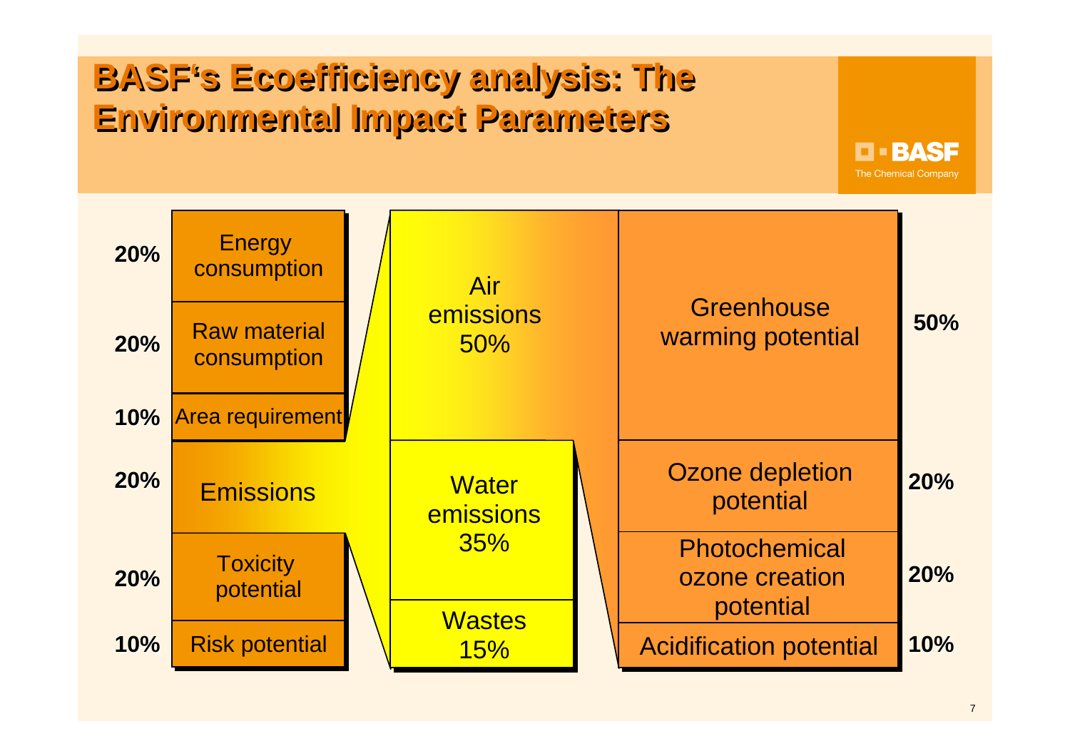# BASF's Ecoefficiency analysis: The Environmental Impact Parameters

| Weight | Parameter |
|---|---|
| 20% | Energy consumption |
| 20% | Raw material consumption |
| 10% | Area requirement |
| 20% | Emissions |
| 20% | Toxicity potential |
| 10% | Risk potential |

**Emissions:**

| Emission type | Weight |
|---|---|
| Air emissions | 50% |
| Water emissions | 35% |
| Wastes | 15% |

**Air emissions:**

| Parameter | Weight |
|---|---|
| Greenhouse warming potential | 50% |
| Ozone depletion potential | 20% |
| Photochemical ozone creation potential | 20% |
| Acidification potential | 10% |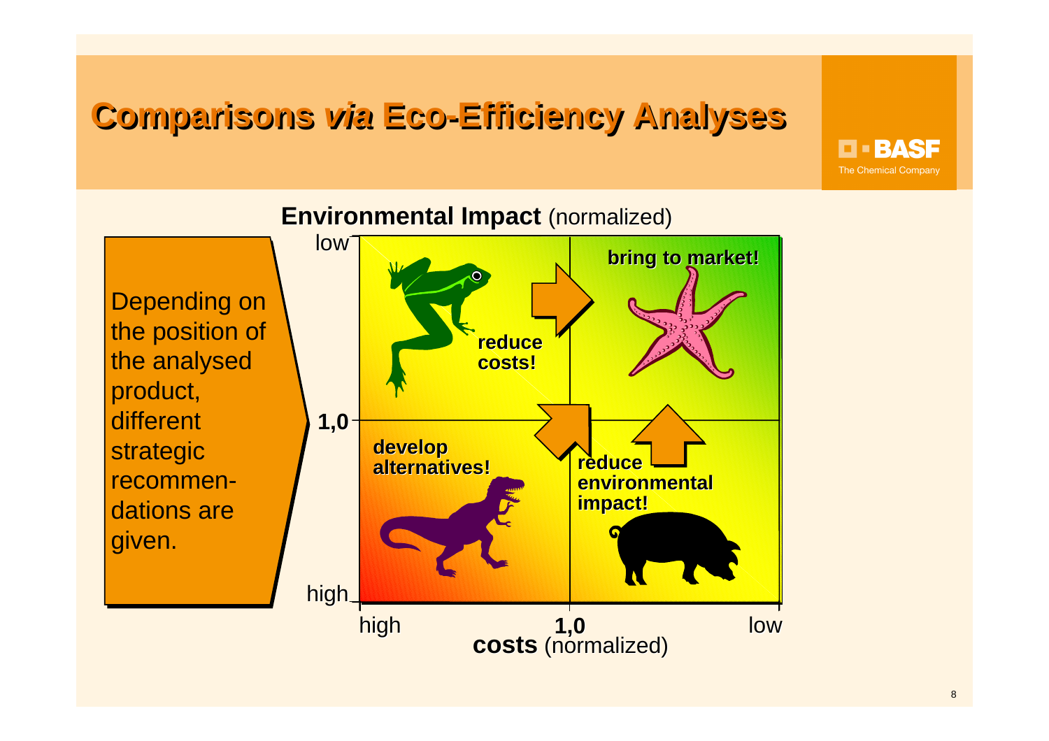# Comparisons *via* Eco-Efficiency Analyses

BASF
The Chemical Company

Depending on the position of the analysed product, different strategic recommen-dations are given.

**Environmental Impact** (normalized)

low

1,0

high

**bring to market!**

**reduce costs!**

**develop alternatives!**

**reduce environmental impact!**

high

1,0

low

**costs** (normalized)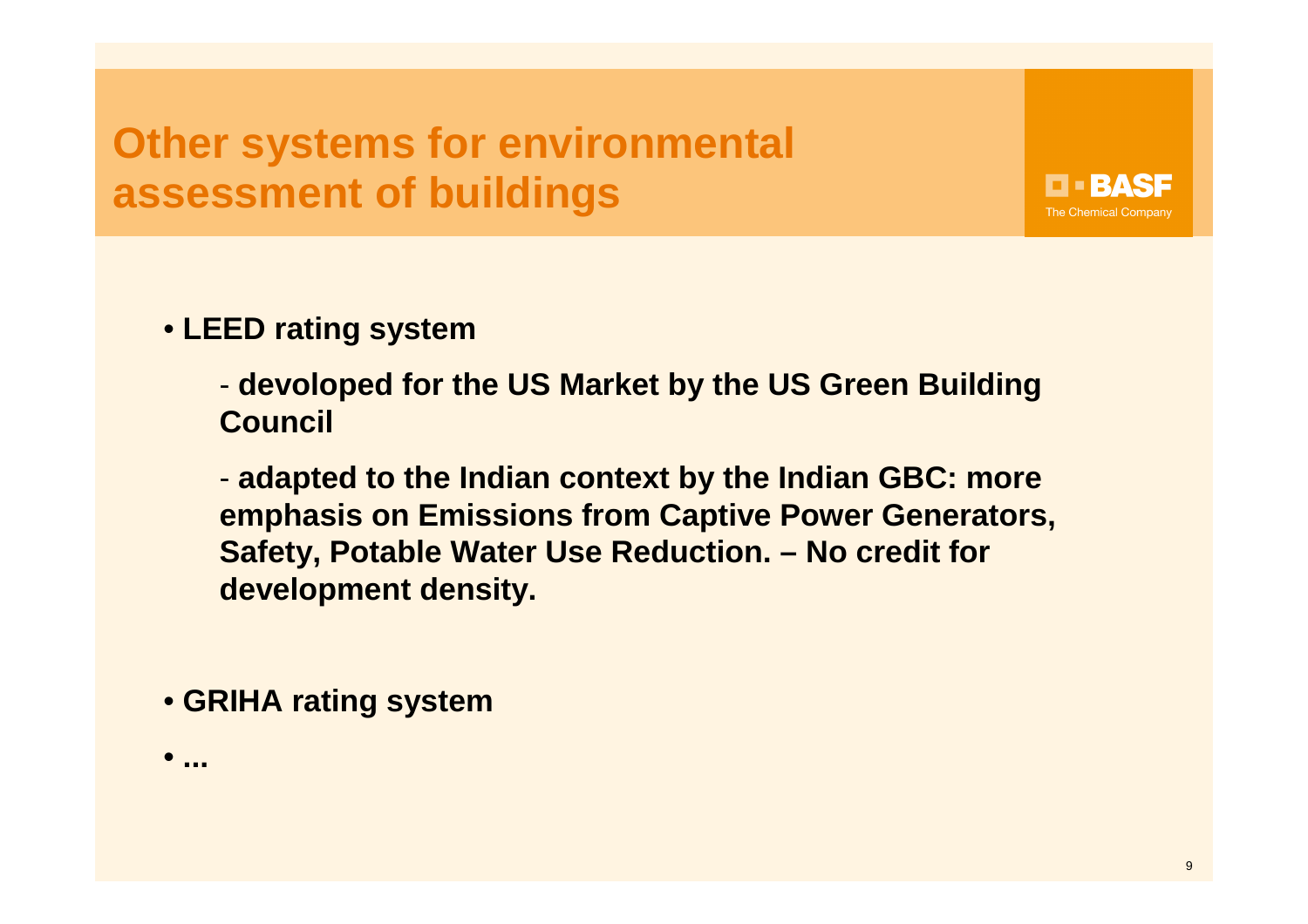# Other systems for environmental assessment of buildings

- **LEED rating system**

  - **devoloped for the US Market by the US Green Building Council**

  - **adapted to the Indian context by the Indian GBC: more emphasis on Emissions from Captive Power Generators, Safety, Potable Water Use Reduction. – No credit for development density.**

- **GRIHA rating system**

- **...**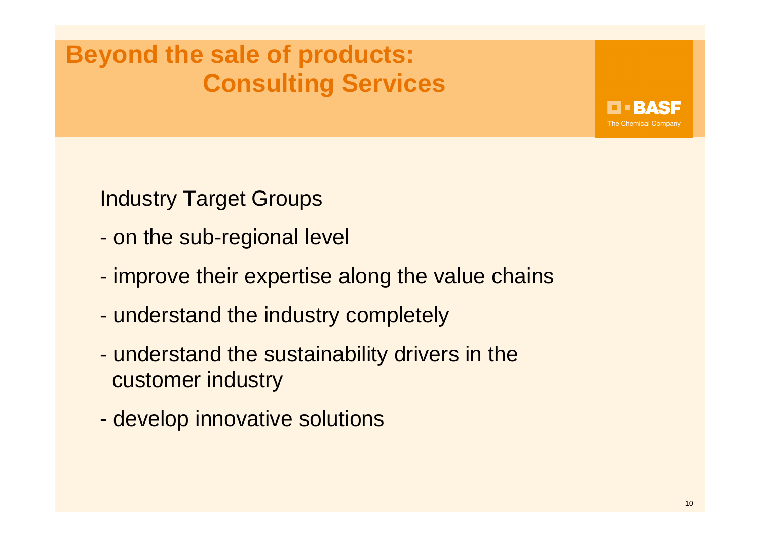# Beyond the sale of products: Consulting Services

BASF
The Chemical Company

Industry Target Groups

- on the sub-regional level
- improve their expertise along the value chains
- understand the industry completely
- understand the sustainability drivers in the customer industry
- develop innovative solutions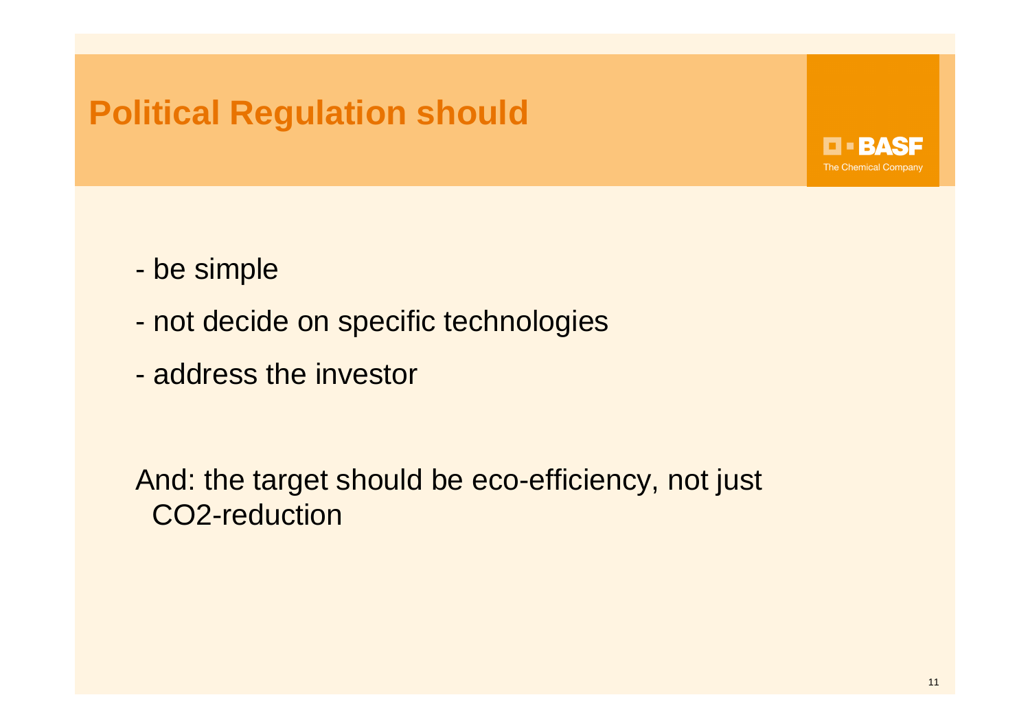# Political Regulation should

- be simple
- not decide on specific technologies
- address the investor

And: the target should be eco-efficiency, not just $CO_2$-reduction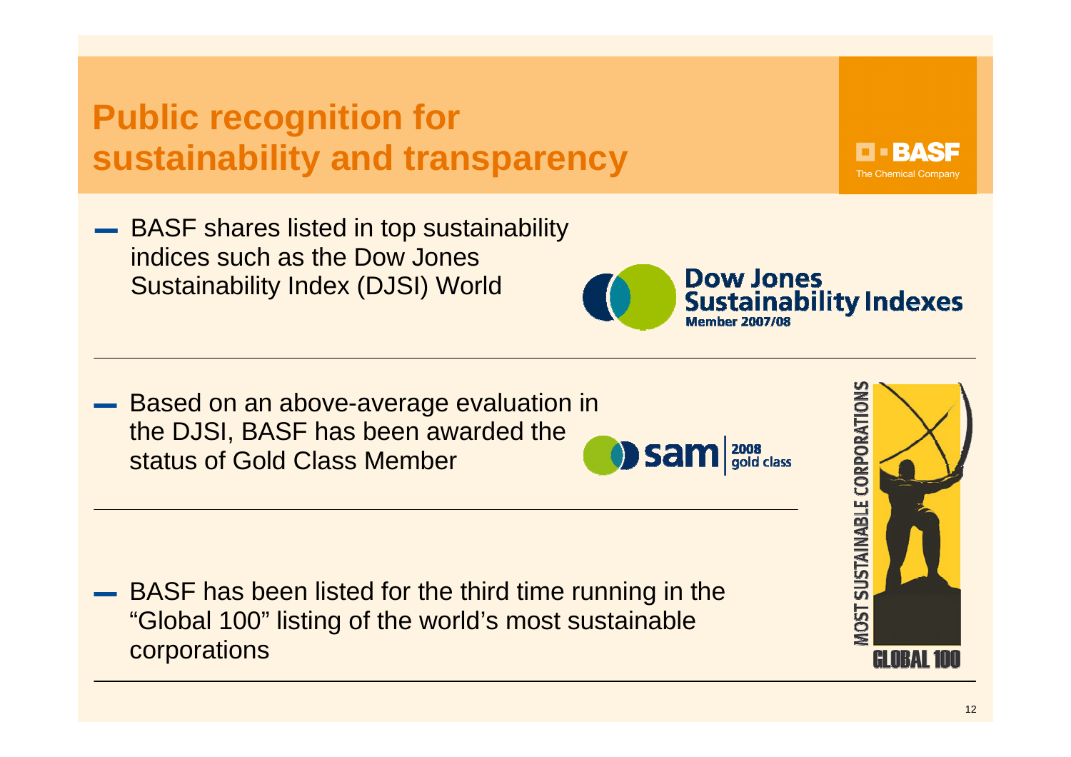# Public recognition for sustainability and transparency

BASF
The Chemical Company

- BASF shares listed in top sustainability indices such as the Dow Jones Sustainability Index (DJSI) World

Dow Jones Sustainability Indexes
Member 2007/08

- Based on an above-average evaluation in the DJSI, BASF has been awarded the status of Gold Class Member

sam 2008 gold class

- BASF has been listed for the third time running in the "Global 100" listing of the world's most sustainable corporations

MOST SUSTAINABLE CORPORATIONS
GLOBAL 100